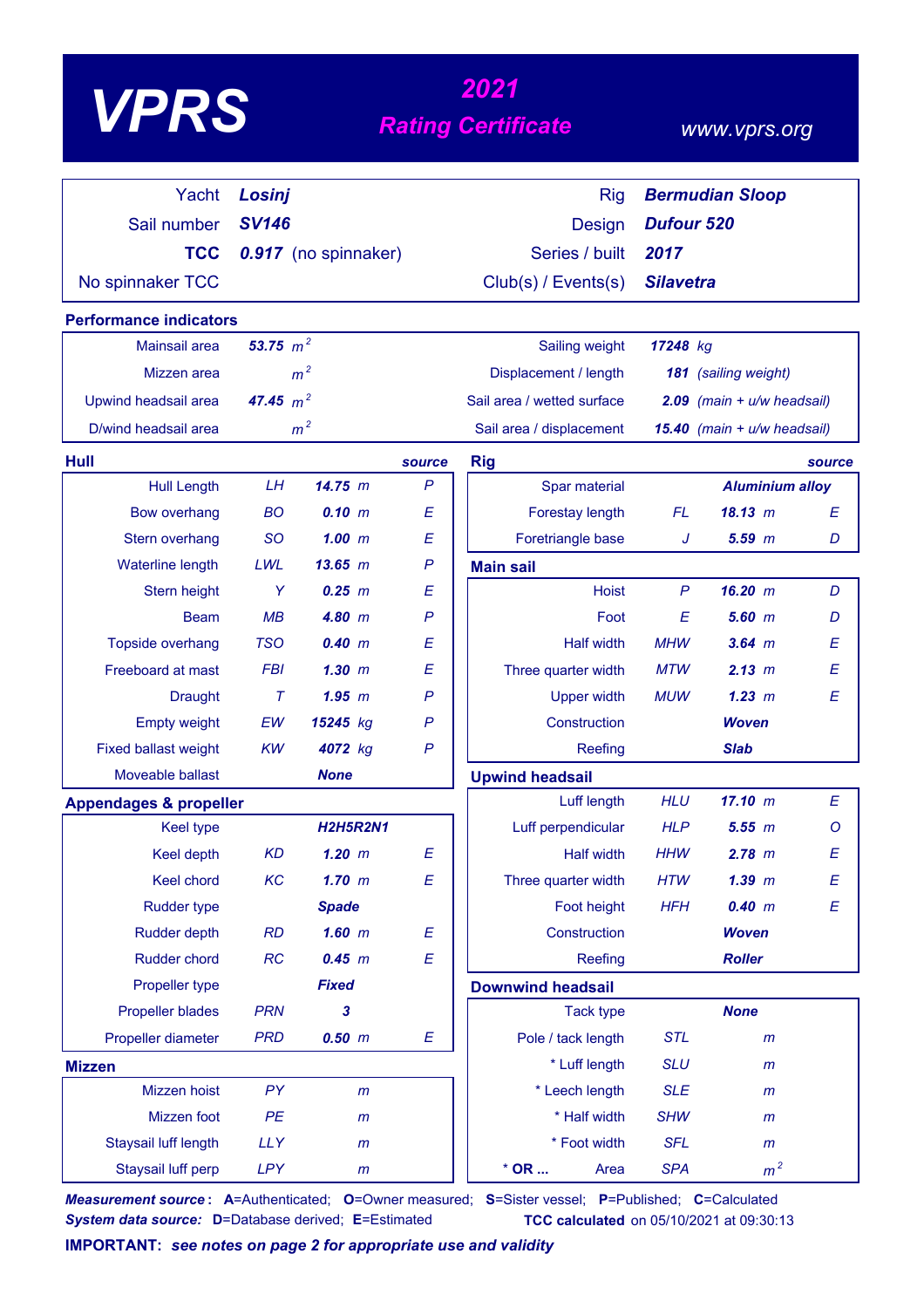# VPRS

## 2021 Rating Certificate

www.vprs.org

| | | | |
|---|---|---|---|
| Yacht | **Losinj** | Rig | **Bermudian Sloop** |
| Sail number | **SV146** | Design | **Dufour 520** |
| **TCC** | **0.917** (no spinnaker) | Series / built | **2017** |
| No spinnaker TCC | | Club(s) / Events(s) | **Silavetra** |

### Performance indicators

| | | | |
|---|---|---|---|
| Mainsail area | **53.75** $m^2$ | Sailing weight | **17248** kg |
| Mizzen area | $m^2$ | Displacement / length | **181** (sailing weight) |
| Upwind headsail area | **47.45** $m^2$ | Sail area / wetted surface | **2.09** (main + u/w headsail) |
| D/wind headsail area | $m^2$ | Sail area / displacement | **15.40** (main + u/w headsail) |

### Hull

| | | | source |
|---|---|---|---|
| Hull Length | LH | **14.75** m | P |
| Bow overhang | BO | **0.10** m | E |
| Stern overhang | SO | **1.00** m | E |
| Waterline length | LWL | **13.65** m | P |
| Stern height | Y | **0.25** m | E |
| Beam | MB | **4.80** m | P |
| Topside overhang | TSO | **0.40** m | E |
| Freeboard at mast | FBI | **1.30** m | E |
| Draught | T | **1.95** m | P |
| Empty weight | EW | **15245** kg | P |
| Fixed ballast weight | KW | **4072** kg | P |
| Moveable ballast | | **None** | |

### Appendages & propeller

| | | | |
|---|---|---|---|
| Keel type | | **H2H5R2N1** | |
| Keel depth | KD | **1.20** m | E |
| Keel chord | KC | **1.70** m | E |
| Rudder type | | **Spade** | |
| Rudder depth | RD | **1.60** m | E |
| Rudder chord | RC | **0.45** m | E |
| Propeller type | | **Fixed** | |
| Propeller blades | PRN | **3** | |
| Propeller diameter | PRD | **0.50** m | E |

### Mizzen

| | | |
|---|---|---|
| Mizzen hoist | PY | m |
| Mizzen foot | PE | m |
| Staysail luff length | LLY | m |
| Staysail luff perp | LPY | m |

### Rig

| | | | source |
|---|---|---|---|
| Spar material | | **Aluminium alloy** | |
| Forestay length | FL | **18.13** m | E |
| Foretriangle base | J | **5.59** m | D |

### Main sail

| | | | |
|---|---|---|---|
| Hoist | P | **16.20** m | D |
| Foot | E | **5.60** m | D |
| Half width | MHW | **3.64** m | E |
| Three quarter width | MTW | **2.13** m | E |
| Upper width | MUW | **1.23** m | E |
| Construction | | **Woven** | |
| Reefing | | **Slab** | |

### Upwind headsail

| | | | |
|---|---|---|---|
| Luff length | HLU | **17.10** m | E |
| Luff perpendicular | HLP | **5.55** m | O |
| Half width | HHW | **2.78** m | E |
| Three quarter width | HTW | **1.39** m | E |
| Foot height | HFH | **0.40** m | E |
| Construction | | **Woven** | |
| Reefing | | **Roller** | |

### Downwind headsail

| | | |
|---|---|---|
| Tack type | | **None** |
| Pole / tack length | STL | m |
| * Luff length | SLU | m |
| * Leech length | SLE | m |
| * Half width | SHW | m |
| * Foot width | SFL | m |
| * **OR ...** Area | SPA | $m^2$ |

***Measurement source*:** **A**=Authenticated; **O**=Owner measured; **S**=Sister vessel; **P**=Published; **C**=Calculated
***System data source:*** **D**=Database derived; **E**=Estimated

**TCC calculated** on 05/10/2021 at 09:30:13

**IMPORTANT:** ***see notes on page 2 for appropriate use and validity***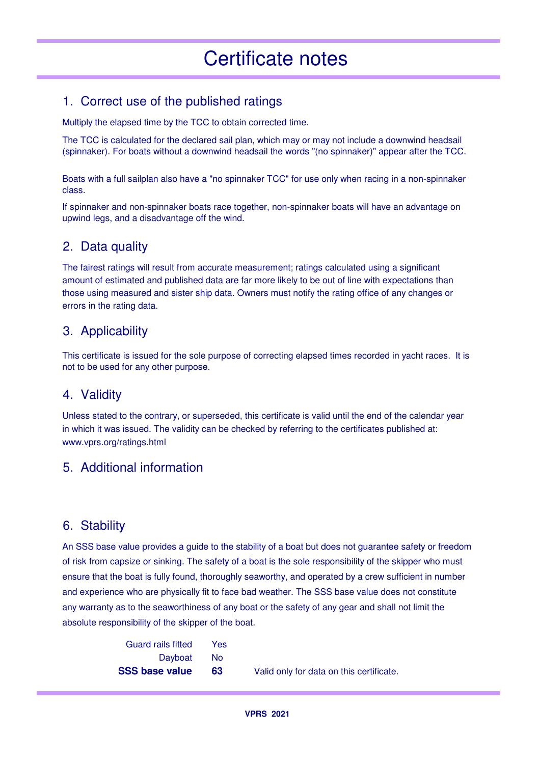# Certificate notes

## 1. Correct use of the published ratings

Multiply the elapsed time by the TCC to obtain corrected time.

The TCC is calculated for the declared sail plan, which may or may not include a downwind headsail (spinnaker). For boats without a downwind headsail the words "(no spinnaker)" appear after the TCC.

Boats with a full sailplan also have a "no spinnaker TCC" for use only when racing in a non-spinnaker class.

If spinnaker and non-spinnaker boats race together, non-spinnaker boats will have an advantage on upwind legs, and a disadvantage off the wind.

## 2. Data quality

The fairest ratings will result from accurate measurement; ratings calculated using a significant amount of estimated and published data are far more likely to be out of line with expectations than those using measured and sister ship data. Owners must notify the rating office of any changes or errors in the rating data.

## 3. Applicability

This certificate is issued for the sole purpose of correcting elapsed times recorded in yacht races. It is not to be used for any other purpose.

## 4. Validity

Unless stated to the contrary, or superseded, this certificate is valid until the end of the calendar year in which it was issued. The validity can be checked by referring to the certificates published at: www.vprs.org/ratings.html

## 5. Additional information

## 6. Stability

An SSS base value provides a guide to the stability of a boat but does not guarantee safety or freedom of risk from capsize or sinking. The safety of a boat is the sole responsibility of the skipper who must ensure that the boat is fully found, thoroughly seaworthy, and operated by a crew sufficient in number and experience who are physically fit to face bad weather. The SSS base value does not constitute any warranty as to the seaworthiness of any boat or the safety of any gear and shall not limit the absolute responsibility of the skipper of the boat.

| | | |
|---|---|---|
| Guard rails fitted | Yes | |
| Dayboat | No | |
| **SSS base value** | **63** | Valid only for data on this certificate. |

**VPRS 2021**